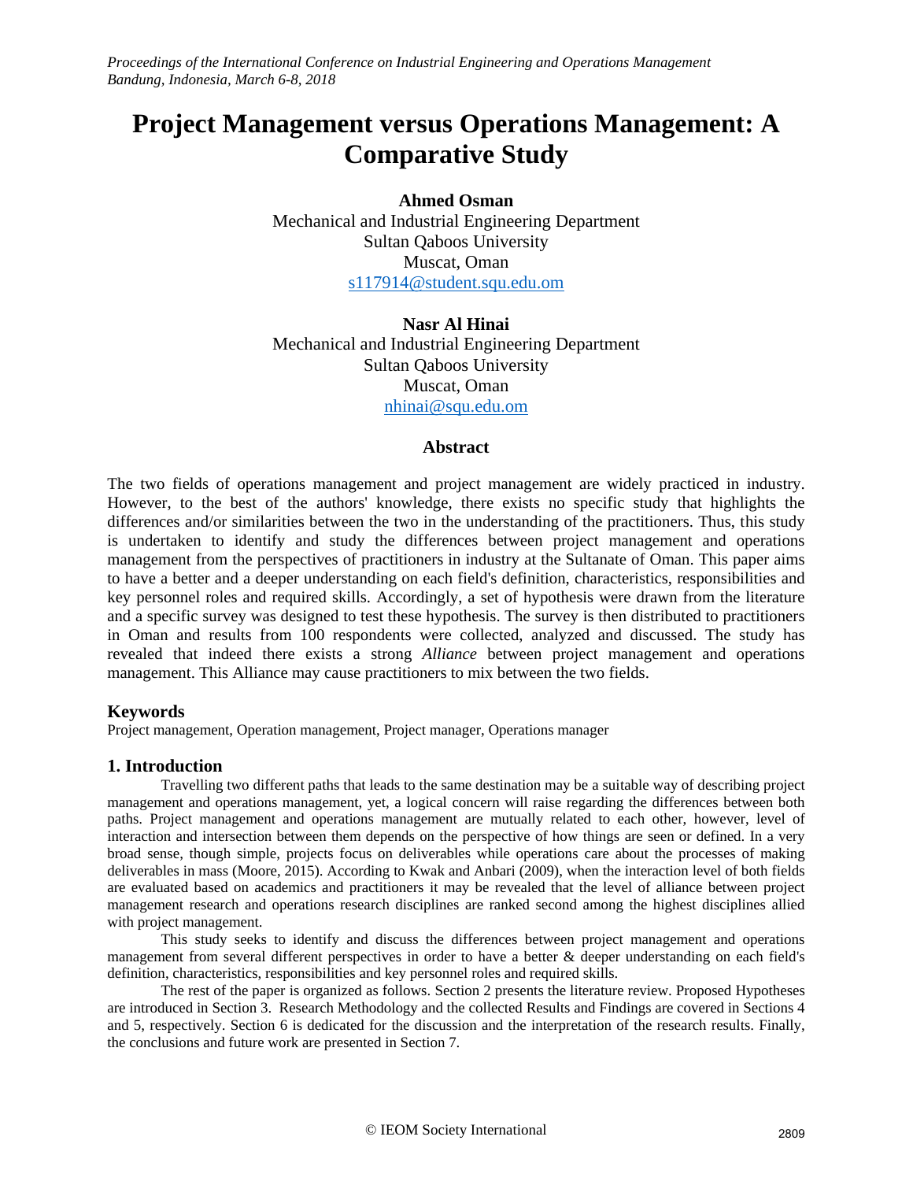# Project Management versus Operations Management: A Comparative Study

**Ahmed Osman**
Mechanical and Industrial Engineering Department
Sultan Qaboos University
Muscat, Oman
s117914@student.squ.edu.om

**Nasr Al Hinai**
Mechanical and Industrial Engineering Department
Sultan Qaboos University
Muscat, Oman
nhinai@squ.edu.om

## Abstract

The two fields of operations management and project management are widely practiced in industry. However, to the best of the authors' knowledge, there exists no specific study that highlights the differences and/or similarities between the two in the understanding of the practitioners. Thus, this study is undertaken to identify and study the differences between project management and operations management from the perspectives of practitioners in industry at the Sultanate of Oman. This paper aims to have a better and a deeper understanding on each field's definition, characteristics, responsibilities and key personnel roles and required skills. Accordingly, a set of hypothesis were drawn from the literature and a specific survey was designed to test these hypothesis. The survey is then distributed to practitioners in Oman and results from 100 respondents were collected, analyzed and discussed. The study has revealed that indeed there exists a strong *Alliance* between project management and operations management. This Alliance may cause practitioners to mix between the two fields.

## Keywords

Project management, Operation management, Project manager, Operations manager

## 1. Introduction

Travelling two different paths that leads to the same destination may be a suitable way of describing project management and operations management, yet, a logical concern will raise regarding the differences between both paths. Project management and operations management are mutually related to each other, however, level of interaction and intersection between them depends on the perspective of how things are seen or defined. In a very broad sense, though simple, projects focus on deliverables while operations care about the processes of making deliverables in mass (Moore, 2015). According to Kwak and Anbari (2009), when the interaction level of both fields are evaluated based on academics and practitioners it may be revealed that the level of alliance between project management research and operations research disciplines are ranked second among the highest disciplines allied with project management.

This study seeks to identify and discuss the differences between project management and operations management from several different perspectives in order to have a better & deeper understanding on each field's definition, characteristics, responsibilities and key personnel roles and required skills.

The rest of the paper is organized as follows. Section 2 presents the literature review. Proposed Hypotheses are introduced in Section 3. Research Methodology and the collected Results and Findings are covered in Sections 4 and 5, respectively. Section 6 is dedicated for the discussion and the interpretation of the research results. Finally, the conclusions and future work are presented in Section 7.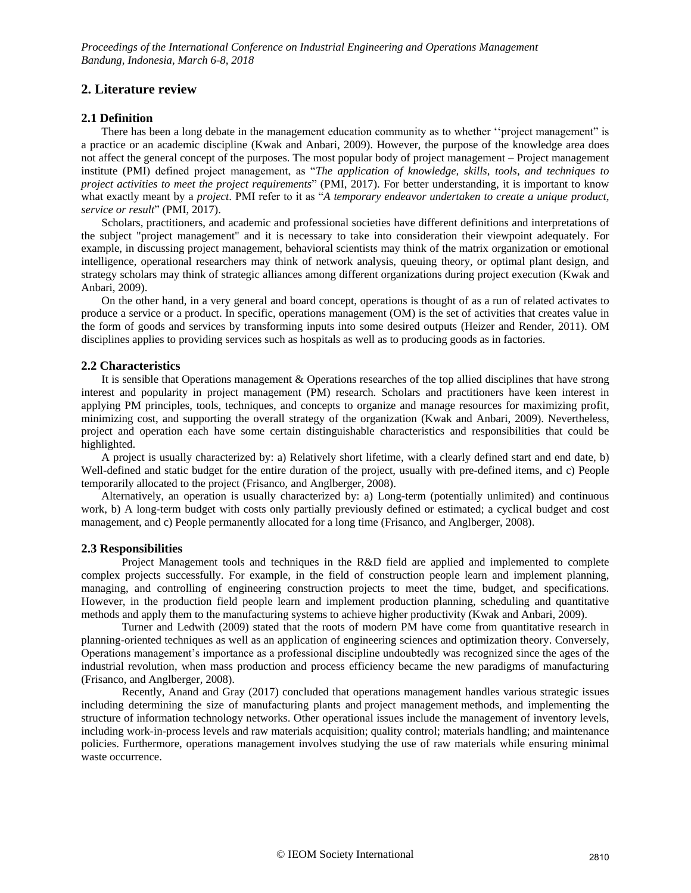## 2. Literature review

### 2.1 Definition

There has been a long debate in the management education community as to whether ''project management" is a practice or an academic discipline (Kwak and Anbari, 2009). However, the purpose of the knowledge area does not affect the general concept of the purposes. The most popular body of project management – Project management institute (PMI) defined project management, as "*The application of knowledge, skills, tools, and techniques to project activities to meet the project requirements*" (PMI, 2017). For better understanding, it is important to know what exactly meant by a *project*. PMI refer to it as "*A temporary endeavor undertaken to create a unique product, service or result*" (PMI, 2017).

Scholars, practitioners, and academic and professional societies have different definitions and interpretations of the subject "project management" and it is necessary to take into consideration their viewpoint adequately. For example, in discussing project management, behavioral scientists may think of the matrix organization or emotional intelligence, operational researchers may think of network analysis, queuing theory, or optimal plant design, and strategy scholars may think of strategic alliances among different organizations during project execution (Kwak and Anbari, 2009).

On the other hand, in a very general and board concept, operations is thought of as a run of related activates to produce a service or a product. In specific, operations management (OM) is the set of activities that creates value in the form of goods and services by transforming inputs into some desired outputs (Heizer and Render, 2011). OM disciplines applies to providing services such as hospitals as well as to producing goods as in factories.

### 2.2 Characteristics

It is sensible that Operations management & Operations researches of the top allied disciplines that have strong interest and popularity in project management (PM) research. Scholars and practitioners have keen interest in applying PM principles, tools, techniques, and concepts to organize and manage resources for maximizing profit, minimizing cost, and supporting the overall strategy of the organization (Kwak and Anbari, 2009). Nevertheless, project and operation each have some certain distinguishable characteristics and responsibilities that could be highlighted.

A project is usually characterized by: a) Relatively short lifetime, with a clearly defined start and end date, b) Well-defined and static budget for the entire duration of the project, usually with pre-defined items, and c) People temporarily allocated to the project (Frisanco, and Anglberger, 2008).

Alternatively, an operation is usually characterized by: a) Long-term (potentially unlimited) and continuous work, b) A long-term budget with costs only partially previously defined or estimated; a cyclical budget and cost management, and c) People permanently allocated for a long time (Frisanco, and Anglberger, 2008).

### 2.3 Responsibilities

Project Management tools and techniques in the R&D field are applied and implemented to complete complex projects successfully. For example, in the field of construction people learn and implement planning, managing, and controlling of engineering construction projects to meet the time, budget, and specifications. However, in the production field people learn and implement production planning, scheduling and quantitative methods and apply them to the manufacturing systems to achieve higher productivity (Kwak and Anbari, 2009).

Turner and Ledwith (2009) stated that the roots of modern PM have come from quantitative research in planning-oriented techniques as well as an application of engineering sciences and optimization theory. Conversely, Operations management's importance as a professional discipline undoubtedly was recognized since the ages of the industrial revolution, when mass production and process efficiency became the new paradigms of manufacturing (Frisanco, and Anglberger, 2008).

Recently, Anand and Gray (2017) concluded that operations management handles various strategic issues including determining the size of manufacturing plants and project management methods, and implementing the structure of information technology networks. Other operational issues include the management of inventory levels, including work-in-process levels and raw materials acquisition; quality control; materials handling; and maintenance policies. Furthermore, operations management involves studying the use of raw materials while ensuring minimal waste occurrence.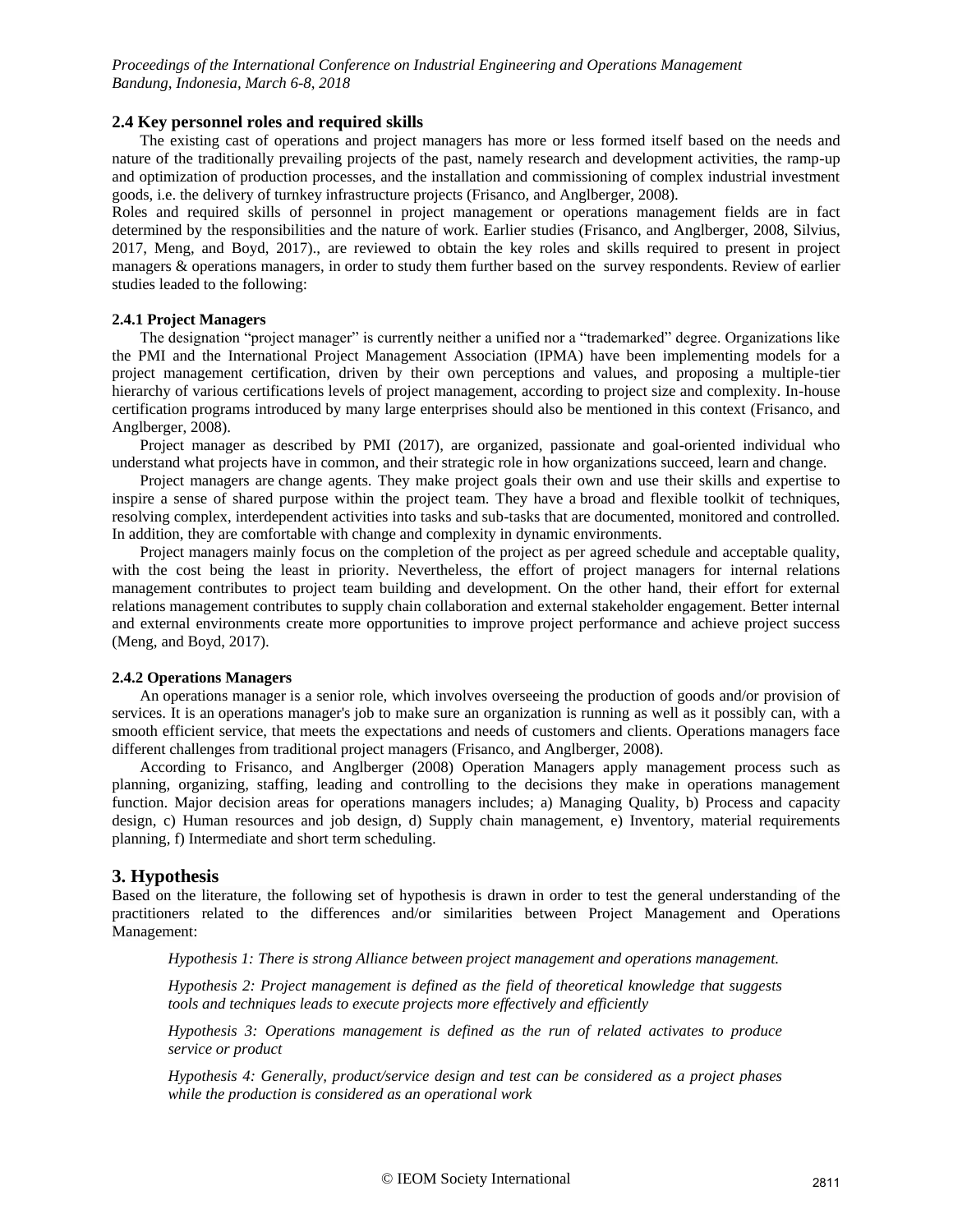### 2.4 Key personnel roles and required skills

The existing cast of operations and project managers has more or less formed itself based on the needs and nature of the traditionally prevailing projects of the past, namely research and development activities, the ramp-up and optimization of production processes, and the installation and commissioning of complex industrial investment goods, i.e. the delivery of turnkey infrastructure projects (Frisanco, and Anglberger, 2008).

Roles and required skills of personnel in project management or operations management fields are in fact determined by the responsibilities and the nature of work. Earlier studies (Frisanco, and Anglberger, 2008, Silvius, 2017, Meng, and Boyd, 2017)., are reviewed to obtain the key roles and skills required to present in project managers & operations managers, in order to study them further based on the survey respondents. Review of earlier studies leaded to the following:

#### 2.4.1 Project Managers

The designation "project manager" is currently neither a unified nor a "trademarked" degree. Organizations like the PMI and the International Project Management Association (IPMA) have been implementing models for a project management certification, driven by their own perceptions and values, and proposing a multiple-tier hierarchy of various certifications levels of project management, according to project size and complexity. In-house certification programs introduced by many large enterprises should also be mentioned in this context (Frisanco, and Anglberger, 2008).

Project manager as described by PMI (2017), are organized, passionate and goal-oriented individual who understand what projects have in common, and their strategic role in how organizations succeed, learn and change.

Project managers are change agents. They make project goals their own and use their skills and expertise to inspire a sense of shared purpose within the project team. They have a broad and flexible toolkit of techniques, resolving complex, interdependent activities into tasks and sub-tasks that are documented, monitored and controlled. In addition, they are comfortable with change and complexity in dynamic environments.

Project managers mainly focus on the completion of the project as per agreed schedule and acceptable quality, with the cost being the least in priority. Nevertheless, the effort of project managers for internal relations management contributes to project team building and development. On the other hand, their effort for external relations management contributes to supply chain collaboration and external stakeholder engagement. Better internal and external environments create more opportunities to improve project performance and achieve project success (Meng, and Boyd, 2017).

#### 2.4.2 Operations Managers

An operations manager is a senior role, which involves overseeing the production of goods and/or provision of services. It is an operations manager's job to make sure an organization is running as well as it possibly can, with a smooth efficient service, that meets the expectations and needs of customers and clients. Operations managers face different challenges from traditional project managers (Frisanco, and Anglberger, 2008).

According to Frisanco, and Anglberger (2008) Operation Managers apply management process such as planning, organizing, staffing, leading and controlling to the decisions they make in operations management function. Major decision areas for operations managers includes; a) Managing Quality, b) Process and capacity design, c) Human resources and job design, d) Supply chain management, e) Inventory, material requirements planning, f) Intermediate and short term scheduling.

## 3. Hypothesis

Based on the literature, the following set of hypothesis is drawn in order to test the general understanding of the practitioners related to the differences and/or similarities between Project Management and Operations Management:

*Hypothesis 1: There is strong Alliance between project management and operations management.*

*Hypothesis 2: Project management is defined as the field of theoretical knowledge that suggests tools and techniques leads to execute projects more effectively and efficiently*

*Hypothesis 3: Operations management is defined as the run of related activates to produce service or product*

*Hypothesis 4: Generally, product/service design and test can be considered as a project phases while the production is considered as an operational work*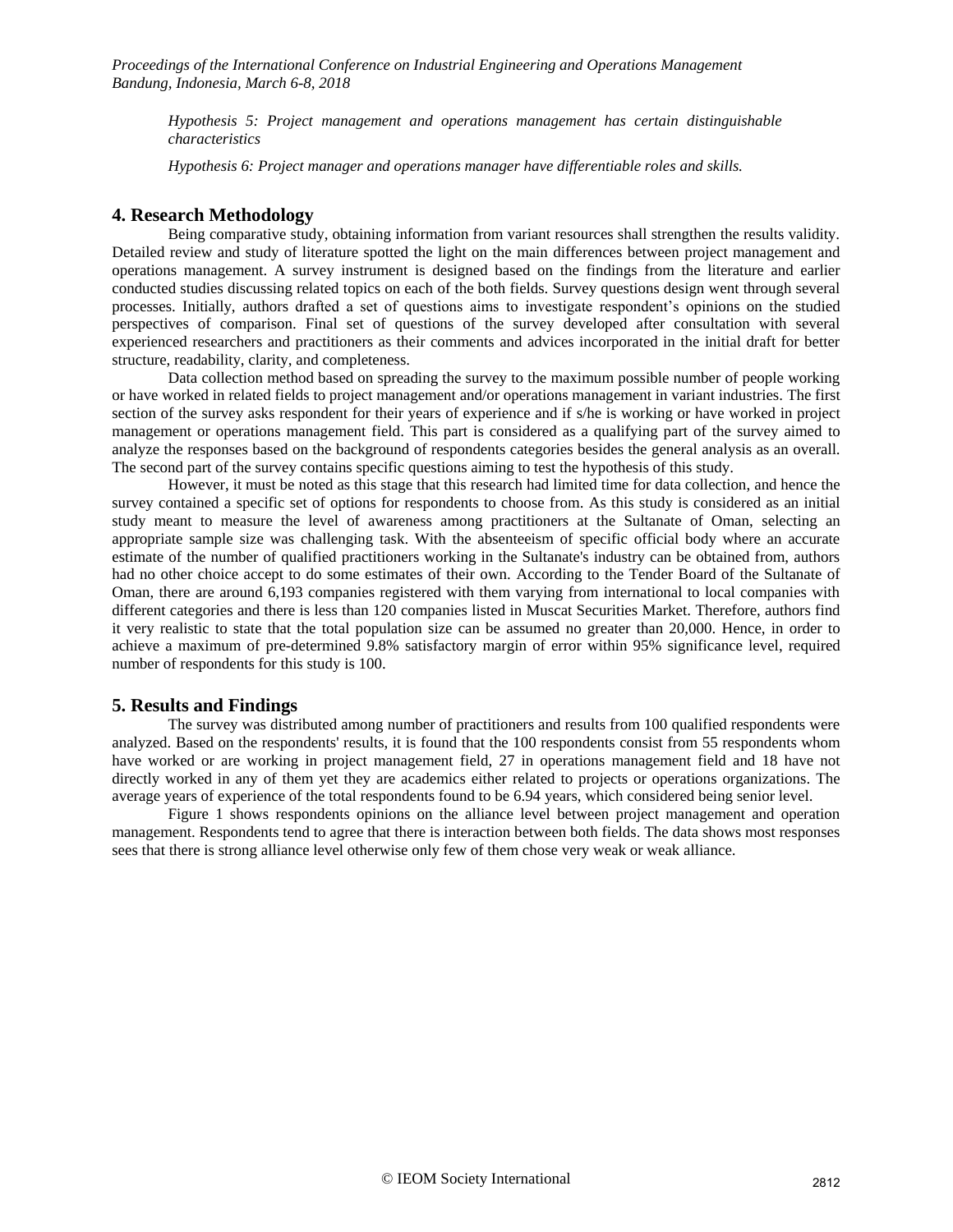*Hypothesis 5: Project management and operations management has certain distinguishable characteristics*

*Hypothesis 6: Project manager and operations manager have differentiable roles and skills.*

## 4. Research Methodology

Being comparative study, obtaining information from variant resources shall strengthen the results validity. Detailed review and study of literature spotted the light on the main differences between project management and operations management. A survey instrument is designed based on the findings from the literature and earlier conducted studies discussing related topics on each of the both fields. Survey questions design went through several processes. Initially, authors drafted a set of questions aims to investigate respondent's opinions on the studied perspectives of comparison. Final set of questions of the survey developed after consultation with several experienced researchers and practitioners as their comments and advices incorporated in the initial draft for better structure, readability, clarity, and completeness.

Data collection method based on spreading the survey to the maximum possible number of people working or have worked in related fields to project management and/or operations management in variant industries. The first section of the survey asks respondent for their years of experience and if s/he is working or have worked in project management or operations management field. This part is considered as a qualifying part of the survey aimed to analyze the responses based on the background of respondents categories besides the general analysis as an overall. The second part of the survey contains specific questions aiming to test the hypothesis of this study.

However, it must be noted as this stage that this research had limited time for data collection, and hence the survey contained a specific set of options for respondents to choose from. As this study is considered as an initial study meant to measure the level of awareness among practitioners at the Sultanate of Oman, selecting an appropriate sample size was challenging task. With the absenteeism of specific official body where an accurate estimate of the number of qualified practitioners working in the Sultanate's industry can be obtained from, authors had no other choice accept to do some estimates of their own. According to the Tender Board of the Sultanate of Oman, there are around 6,193 companies registered with them varying from international to local companies with different categories and there is less than 120 companies listed in Muscat Securities Market. Therefore, authors find it very realistic to state that the total population size can be assumed no greater than 20,000. Hence, in order to achieve a maximum of pre-determined 9.8% satisfactory margin of error within 95% significance level, required number of respondents for this study is 100.

## 5. Results and Findings

The survey was distributed among number of practitioners and results from 100 qualified respondents were analyzed. Based on the respondents' results, it is found that the 100 respondents consist from 55 respondents whom have worked or are working in project management field, 27 in operations management field and 18 have not directly worked in any of them yet they are academics either related to projects or operations organizations. The average years of experience of the total respondents found to be 6.94 years, which considered being senior level.

Figure 1 shows respondents opinions on the alliance level between project management and operation management. Respondents tend to agree that there is interaction between both fields. The data shows most responses sees that there is strong alliance level otherwise only few of them chose very weak or weak alliance.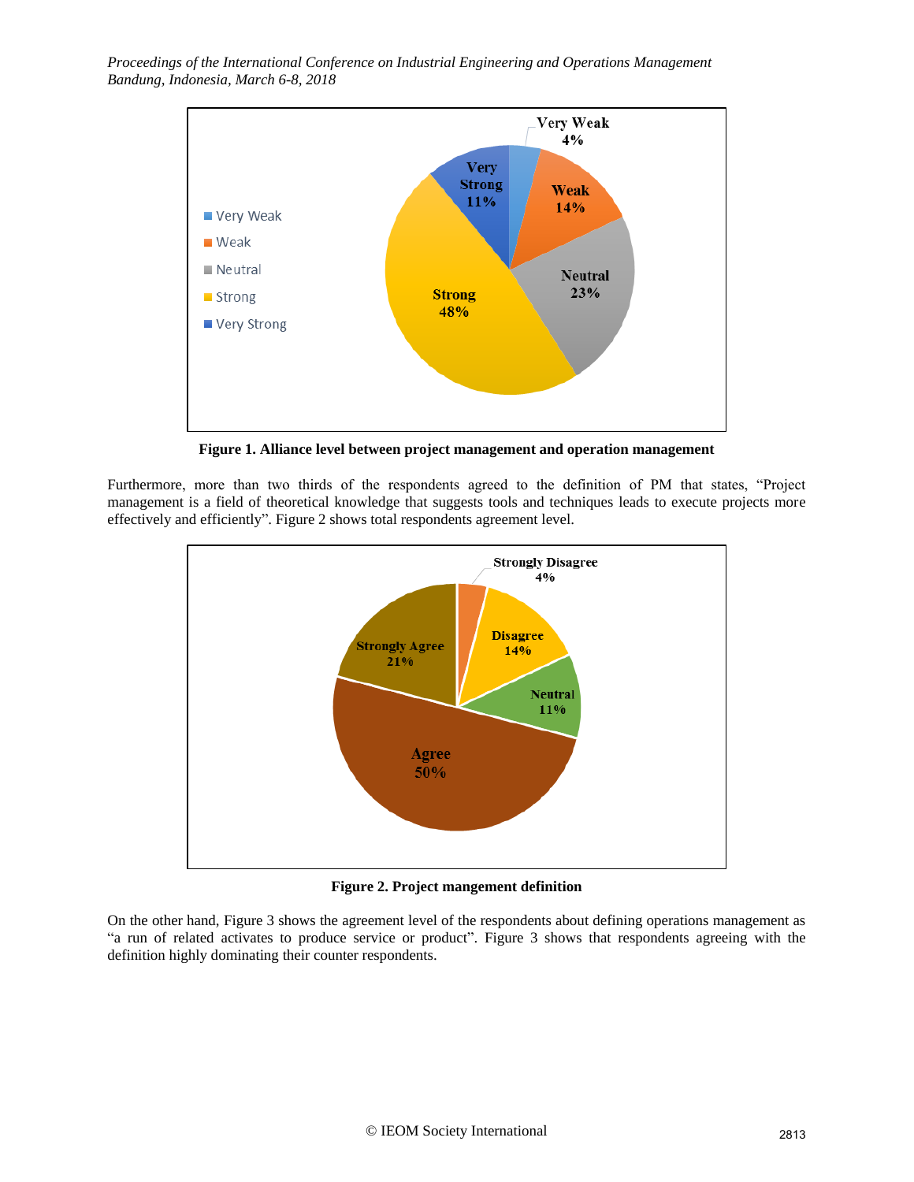Very Weak
4%

Weak
14%

Neutral
23%

Strong
48%

Very Strong
11%

Very Weak
Weak
Neutral
Strong
Very Strong

**Figure 1. Alliance level between project management and operation management**

Furthermore, more than two thirds of the respondents agreed to the definition of PM that states, "Project management is a field of theoretical knowledge that suggests tools and techniques leads to execute projects more effectively and efficiently". Figure 2 shows total respondents agreement level.

Strongly Disagree
4%

Disagree
14%

Neutral
11%

Agree
50%

Strongly Agree
21%

**Figure 2. Project mangement definition**

On the other hand, Figure 3 shows the agreement level of the respondents about defining operations management as "a run of related activates to produce service or product". Figure 3 shows that respondents agreeing with the definition highly dominating their counter respondents.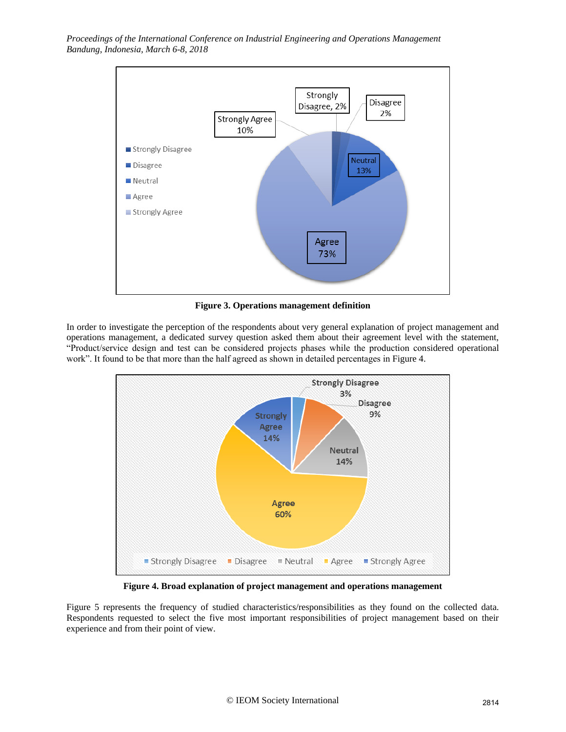Strongly Disagree, 2%

Disagree 2%

Strongly Agree 10%

Neutral 13%

Agree 73%

Strongly Disagree

Disagree

Neutral

Agree

Strongly Agree

**Figure 3. Operations management definition**

In order to investigate the perception of the respondents about very general explanation of project management and operations management, a dedicated survey question asked them about their agreement level with the statement, "Product/service design and test can be considered projects phases while the production considered operational work". It found to be that more than the half agreed as shown in detailed percentages in Figure 4.

Strongly Disagree 3%

Disagree 9%

Strongly Agree 14%

Neutral 14%

Agree 60%

Strongly Disagree   Disagree   Neutral   Agree   Strongly Agree

**Figure 4. Broad explanation of project management and operations management**

Figure 5 represents the frequency of studied characteristics/responsibilities as they found on the collected data. Respondents requested to select the five most important responsibilities of project management based on their experience and from their point of view.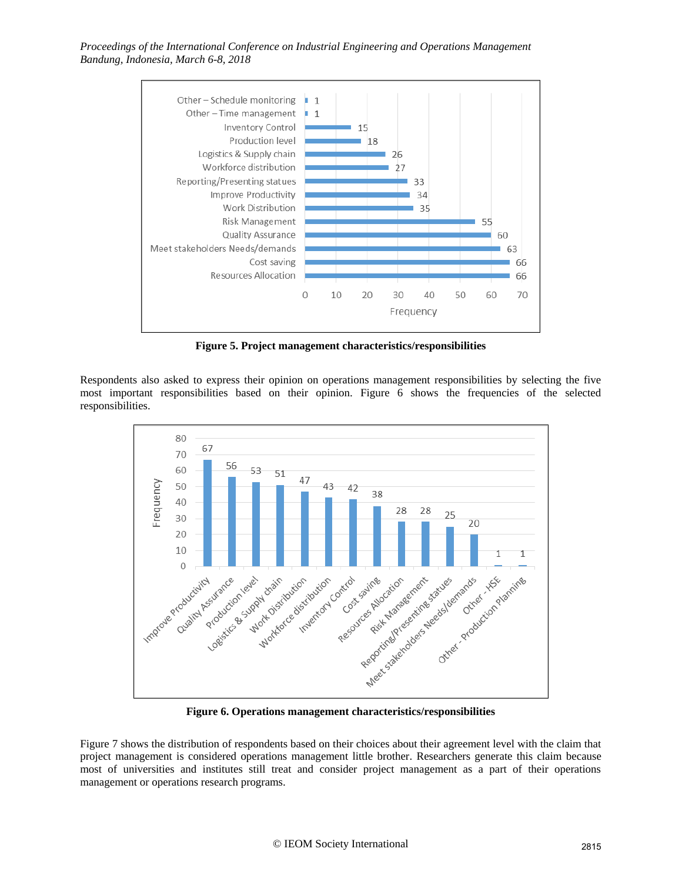Other – Schedule monitoring 1
Other – Time management 1
Inventory Control 15
Production level 18
Logistics & Supply chain 26
Workforce distribution 27
Reporting/Presenting statues 33
Improve Productivity 34
Work Distribution 35
Risk Management 55
Quality Assurance 60
Meet stakeholders Needs/demands 63
Cost saving 66
Resources Allocation 66

0 10 20 30 40 50 60 70

Frequency

**Figure 5. Project management characteristics/responsibilities**

Respondents also asked to express their opinion on operations management responsibilities by selecting the five most important responsibilities based on their opinion. Figure 6 shows the frequencies of the selected responsibilities.

80 70 60 50 40 30 20 10 0

Frequency

Improve Productivity 67
Quality Assurance 56
Production level 53
Logistics & Supply chain 51
Work Distribution 47
Workforce distribution 43
Inventory Control 42
Cost saving 38
Resources Allocation 28
Risk Management 28
Reporting/Presenting statues 25
Meet stakeholders Needs/demands 20
Other - HSE 1
Other - Production Planning 1

**Figure 6. Operations management characteristics/responsibilities**

Figure 7 shows the distribution of respondents based on their choices about their agreement level with the claim that project management is considered operations management little brother. Researchers generate this claim because most of universities and institutes still treat and consider project management as a part of their operations management or operations research programs.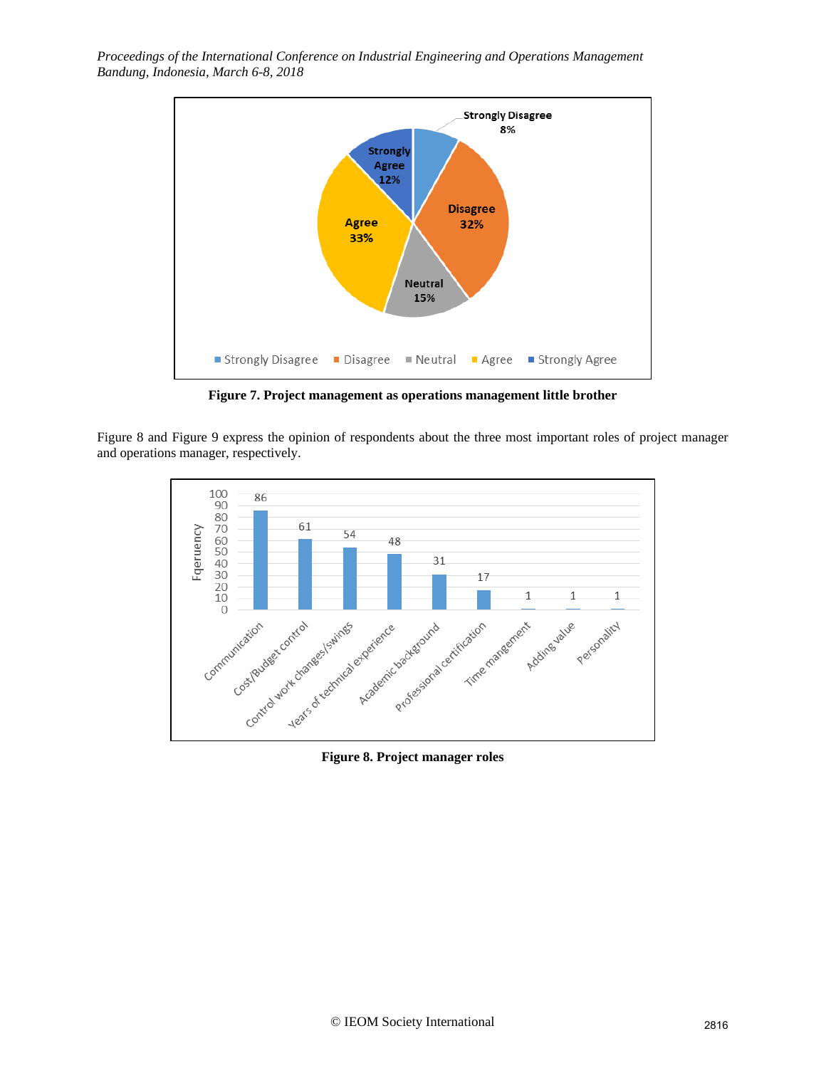Strongly Disagree 8%

Disagree 32%

Neutral 15%

Agree 33%

Strongly Agree 12%

Strongly Disagree | Disagree | Neutral | Agree | Strongly Agree

**Figure 7. Project management as operations management little brother**

Figure 8 and Figure 9 express the opinion of respondents about the three most important roles of project manager and operations manager, respectively.

Fqeruency

100
90
80
70
60
50
40
30
20
10
0

86
61
54
48
31
17
1
1
1

Communication
Cost/Budget control
Control work changes/swings
Years of technical experience
Academic background
Professional certification
Time mangement
Adding value
Personality

**Figure 8. Project manager roles**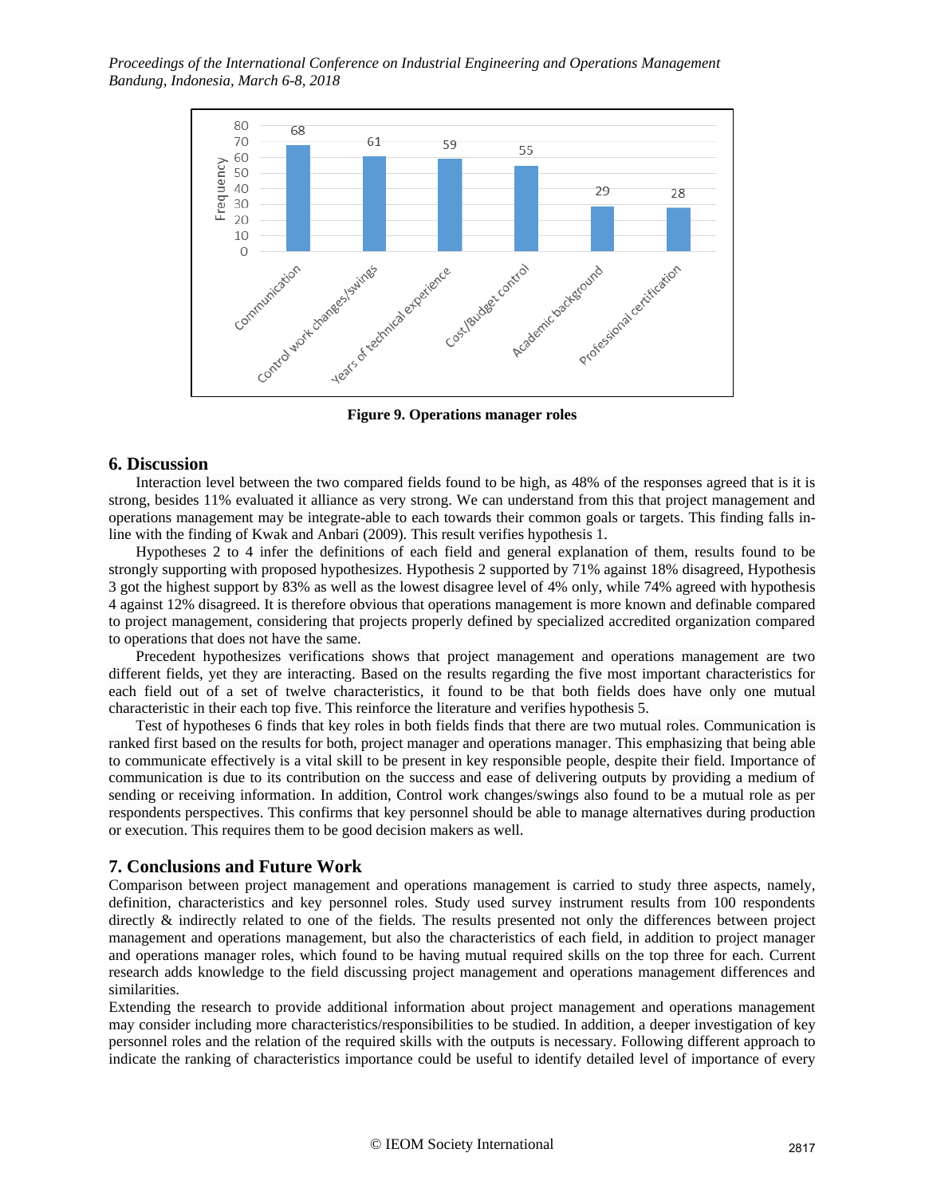80
70
60
50
40
30
20
10
0

Frequency

68
61
59
55
29
28

Communication
Control work changes/swings
Years of technical experience
Cost/Budget control
Academic background
Professional certification

**Figure 9. Operations manager roles**

## 6. Discussion

Interaction level between the two compared fields found to be high, as 48% of the responses agreed that is it is strong, besides 11% evaluated it alliance as very strong. We can understand from this that project management and operations management may be integrate-able to each towards their common goals or targets. This finding falls in-line with the finding of Kwak and Anbari (2009). This result verifies hypothesis 1.

Hypotheses 2 to 4 infer the definitions of each field and general explanation of them, results found to be strongly supporting with proposed hypothesizes. Hypothesis 2 supported by 71% against 18% disagreed, Hypothesis 3 got the highest support by 83% as well as the lowest disagree level of 4% only, while 74% agreed with hypothesis 4 against 12% disagreed. It is therefore obvious that operations management is more known and definable compared to project management, considering that projects properly defined by specialized accredited organization compared to operations that does not have the same.

Precedent hypothesizes verifications shows that project management and operations management are two different fields, yet they are interacting. Based on the results regarding the five most important characteristics for each field out of a set of twelve characteristics, it found to be that both fields does have only one mutual characteristic in their each top five. This reinforce the literature and verifies hypothesis 5.

Test of hypotheses 6 finds that key roles in both fields finds that there are two mutual roles. Communication is ranked first based on the results for both, project manager and operations manager. This emphasizing that being able to communicate effectively is a vital skill to be present in key responsible people, despite their field. Importance of communication is due to its contribution on the success and ease of delivering outputs by providing a medium of sending or receiving information. In addition, Control work changes/swings also found to be a mutual role as per respondents perspectives. This confirms that key personnel should be able to manage alternatives during production or execution. This requires them to be good decision makers as well.

## 7. Conclusions and Future Work

Comparison between project management and operations management is carried to study three aspects, namely, definition, characteristics and key personnel roles. Study used survey instrument results from 100 respondents directly & indirectly related to one of the fields. The results presented not only the differences between project management and operations management, but also the characteristics of each field, in addition to project manager and operations manager roles, which found to be having mutual required skills on the top three for each. Current research adds knowledge to the field discussing project management and operations management differences and similarities.

Extending the research to provide additional information about project management and operations management may consider including more characteristics/responsibilities to be studied. In addition, a deeper investigation of key personnel roles and the relation of the required skills with the outputs is necessary. Following different approach to indicate the ranking of characteristics importance could be useful to identify detailed level of importance of every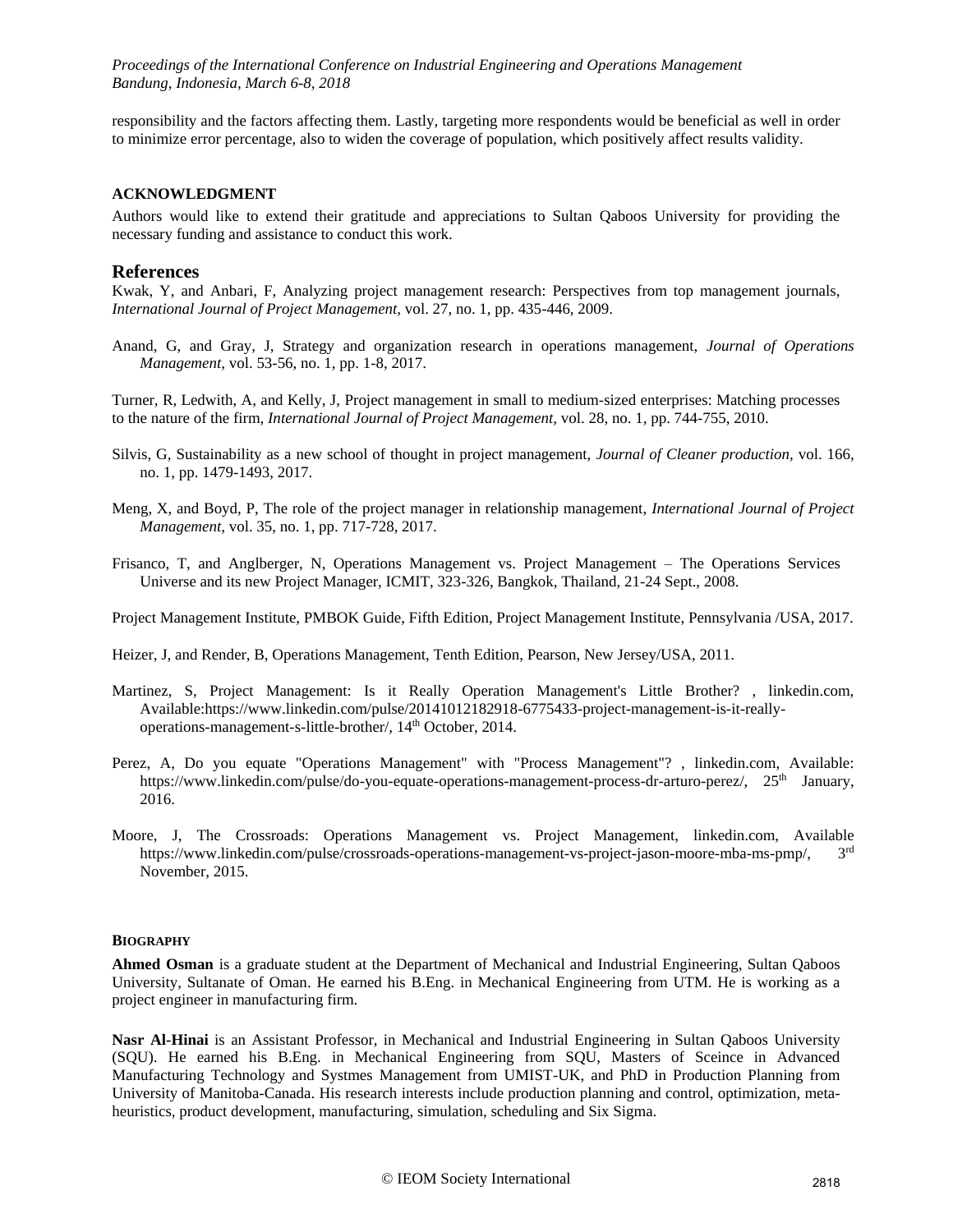responsibility and the factors affecting them. Lastly, targeting more respondents would be beneficial as well in order to minimize error percentage, also to widen the coverage of population, which positively affect results validity.

### ACKNOWLEDGMENT

Authors would like to extend their gratitude and appreciations to Sultan Qaboos University for providing the necessary funding and assistance to conduct this work.

## References

Kwak, Y, and Anbari, F, Analyzing project management research: Perspectives from top management journals, *International Journal of Project Management,* vol. 27, no. 1, pp. 435-446, 2009.

Anand, G, and Gray, J, Strategy and organization research in operations management, *Journal of Operations Management,* vol. 53-56, no. 1, pp. 1-8, 2017.

Turner, R, Ledwith, A, and Kelly, J, Project management in small to medium-sized enterprises: Matching processes to the nature of the firm, *International Journal of Project Management,* vol. 28, no. 1, pp. 744-755, 2010.

Silvis, G, Sustainability as a new school of thought in project management, *Journal of Cleaner production,* vol. 166, no. 1, pp. 1479-1493, 2017.

Meng, X, and Boyd, P, The role of the project manager in relationship management, *International Journal of Project Management,* vol. 35, no. 1, pp. 717-728, 2017.

Frisanco, T, and Anglberger, N, Operations Management vs. Project Management – The Operations Services Universe and its new Project Manager, ICMIT, 323-326, Bangkok, Thailand, 21-24 Sept., 2008.

Project Management Institute, PMBOK Guide, Fifth Edition, Project Management Institute, Pennsylvania /USA, 2017.

Heizer, J, and Render, B, Operations Management, Tenth Edition, Pearson, New Jersey/USA, 2011.

Martinez, S, Project Management: Is it Really Operation Management's Little Brother? , linkedin.com, Available:https://www.linkedin.com/pulse/20141012182918-6775433-project-management-is-it-really-operations-management-s-little-brother/, 14th October, 2014.

Perez, A, Do you equate "Operations Management" with "Process Management"? , linkedin.com, Available: https://www.linkedin.com/pulse/do-you-equate-operations-management-process-dr-arturo-perez/, 25th January, 2016.

Moore, J, The Crossroads: Operations Management vs. Project Management, linkedin.com, Available https://www.linkedin.com/pulse/crossroads-operations-management-vs-project-jason-moore-mba-ms-pmp/, 3rd November, 2015.

### BIOGRAPHY

**Ahmed Osman** is a graduate student at the Department of Mechanical and Industrial Engineering, Sultan Qaboos University, Sultanate of Oman. He earned his B.Eng. in Mechanical Engineering from UTM. He is working as a project engineer in manufacturing firm.

**Nasr Al-Hinai** is an Assistant Professor, in Mechanical and Industrial Engineering in Sultan Qaboos University (SQU). He earned his B.Eng. in Mechanical Engineering from SQU, Masters of Sceince in Advanced Manufacturing Technology and Systmes Management from UMIST-UK, and PhD in Production Planning from University of Manitoba-Canada. His research interests include production planning and control, optimization, meta-heuristics, product development, manufacturing, simulation, scheduling and Six Sigma.